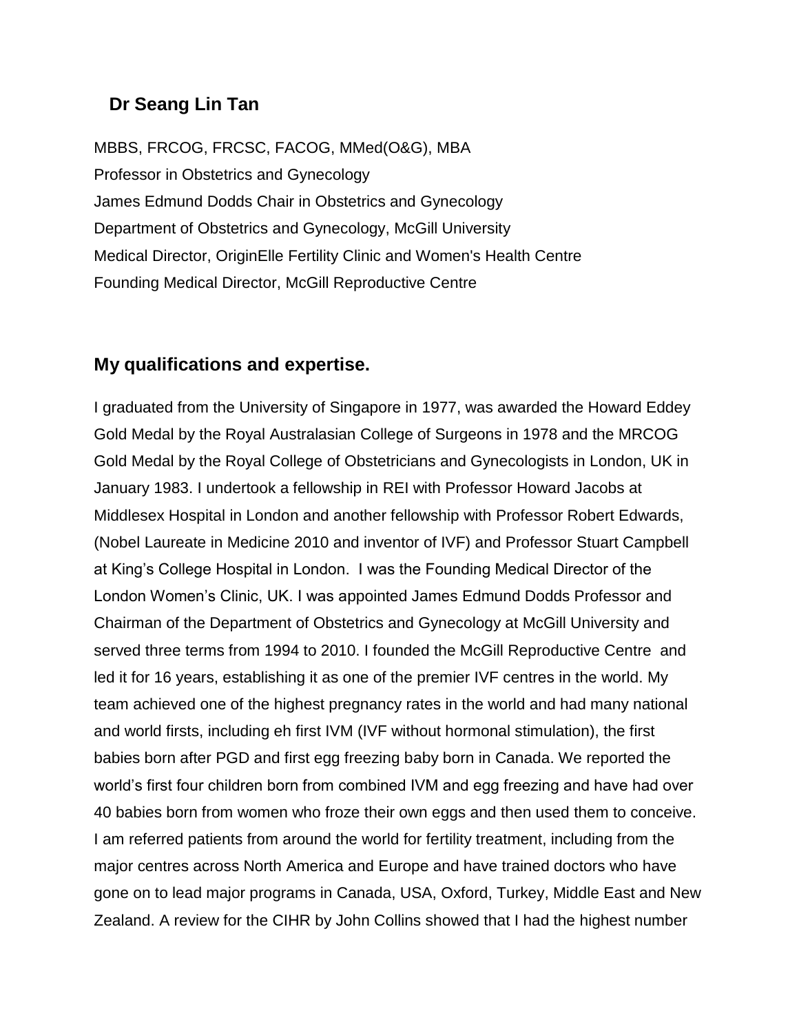## Dr Seang Lin Tan

MBBS, FRCOG, FRCSC, FACOG, MMed(O&G), MBA
Professor in Obstetrics and Gynecology
James Edmund Dodds Chair in Obstetrics and Gynecology
Department of Obstetrics and Gynecology, McGill University
Medical Director, OriginElle Fertility Clinic and Women's Health Centre
Founding Medical Director, McGill Reproductive Centre

### My qualifications and expertise.

I graduated from the University of Singapore in 1977, was awarded the Howard Eddey Gold Medal by the Royal Australasian College of Surgeons in 1978 and the MRCOG Gold Medal by the Royal College of Obstetricians and Gynecologists in London, UK in January 1983. I undertook a fellowship in REI with Professor Howard Jacobs at Middlesex Hospital in London and another fellowship with Professor Robert Edwards, (Nobel Laureate in Medicine 2010 and inventor of IVF) and Professor Stuart Campbell at King's College Hospital in London. I was the Founding Medical Director of the London Women's Clinic, UK. I was appointed James Edmund Dodds Professor and Chairman of the Department of Obstetrics and Gynecology at McGill University and served three terms from 1994 to 2010. I founded the McGill Reproductive Centre and led it for 16 years, establishing it as one of the premier IVF centres in the world. My team achieved one of the highest pregnancy rates in the world and had many national and world firsts, including eh first IVM (IVF without hormonal stimulation), the first babies born after PGD and first egg freezing baby born in Canada. We reported the world's first four children born from combined IVM and egg freezing and have had over 40 babies born from women who froze their own eggs and then used them to conceive. I am referred patients from around the world for fertility treatment, including from the major centres across North America and Europe and have trained doctors who have gone on to lead major programs in Canada, USA, Oxford, Turkey, Middle East and New Zealand. A review for the CIHR by John Collins showed that I had the highest number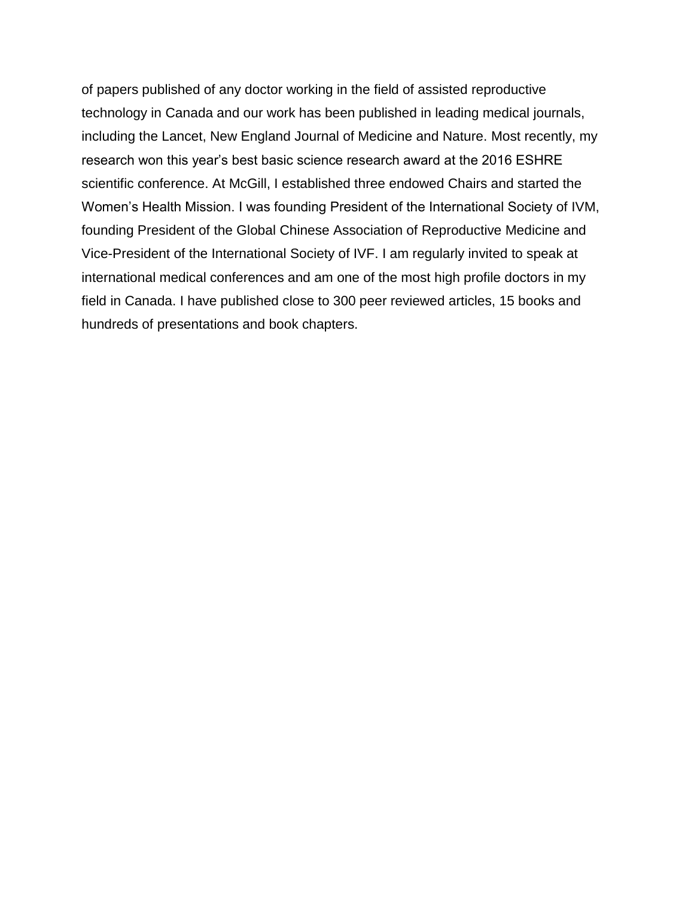of papers published of any doctor working in the field of assisted reproductive technology in Canada and our work has been published in leading medical journals, including the Lancet, New England Journal of Medicine and Nature. Most recently, my research won this year's best basic science research award at the 2016 ESHRE scientific conference. At McGill, I established three endowed Chairs and started the Women's Health Mission. I was founding President of the International Society of IVM, founding President of the Global Chinese Association of Reproductive Medicine and Vice-President of the International Society of IVF. I am regularly invited to speak at international medical conferences and am one of the most high profile doctors in my field in Canada. I have published close to 300 peer reviewed articles, 15 books and hundreds of presentations and book chapters.